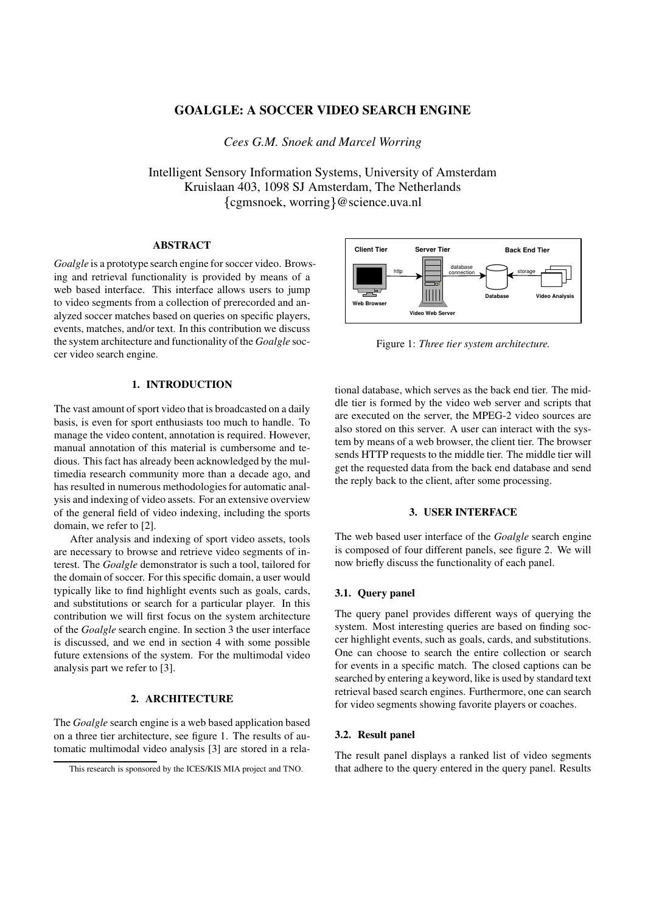# GOALGLE: A SOCCER VIDEO SEARCH ENGINE

*Cees G.M. Snoek and Marcel Worring*

Intelligent Sensory Information Systems, University of Amsterdam
Kruislaan 403, 1098 SJ Amsterdam, The Netherlands
{cgmsnoek, worring}@science.uva.nl

## ABSTRACT

*Goalgle* is a prototype search engine for soccer video. Browsing and retrieval functionality is provided by means of a web based interface. This interface allows users to jump to video segments from a collection of prerecorded and analyzed soccer matches based on queries on specific players, events, matches, and/or text. In this contribution we discuss the system architecture and functionality of the *Goalgle* soccer video search engine.

## 1. INTRODUCTION

The vast amount of sport video that is broadcasted on a daily basis, is even for sport enthusiasts too much to handle. To manage the video content, annotation is required. However, manual annotation of this material is cumbersome and tedious. This fact has already been acknowledged by the multimedia research community more than a decade ago, and has resulted in numerous methodologies for automatic analysis and indexing of video assets. For an extensive overview of the general field of video indexing, including the sports domain, we refer to [2].

After analysis and indexing of sport video assets, tools are necessary to browse and retrieve video segments of interest. The *Goalgle* demonstrator is such a tool, tailored for the domain of soccer. For this specific domain, a user would typically like to find highlight events such as goals, cards, and substitutions or search for a particular player. In this contribution we will first focus on the system architecture of the *Goalgle* search engine. In section 3 the user interface is discussed, and we end in section 4 with some possible future extensions of the system. For the multimodal video analysis part we refer to [3].

## 2. ARCHITECTURE

The *Goalgle* search engine is a web based application based on a three tier architecture, see figure 1. The results of automatic multimodal video analysis [3] are stored in a relational database, which serves as the back end tier. The middle tier is formed by the video web server and scripts that are executed on the server, the MPEG-2 video sources are also stored on this server. A user can interact with the system by means of a web browser, the client tier. The browser sends HTTP requests to the middle tier. The middle tier will get the requested data from the back end database and send the reply back to the client, after some processing.

Client Tier | Server Tier | Back End Tier
Web Browser —http→ Video Web Server —database connection→ Database ←storage— Video Analysis

Figure 1: *Three tier system architecture.*

## 3. USER INTERFACE

The web based user interface of the *Goalgle* search engine is composed of four different panels, see figure 2. We will now briefly discuss the functionality of each panel.

### 3.1. Query panel

The query panel provides different ways of querying the system. Most interesting queries are based on finding soccer highlight events, such as goals, cards, and substitutions. One can choose to search the entire collection or search for events in a specific match. The closed captions can be searched by entering a keyword, like is used by standard text retrieval based search engines. Furthermore, one can search for video segments showing favorite players or coaches.

### 3.2. Result panel

The result panel displays a ranked list of video segments that adhere to the query entered in the query panel. Results

This research is sponsored by the ICES/KIS MIA project and TNO.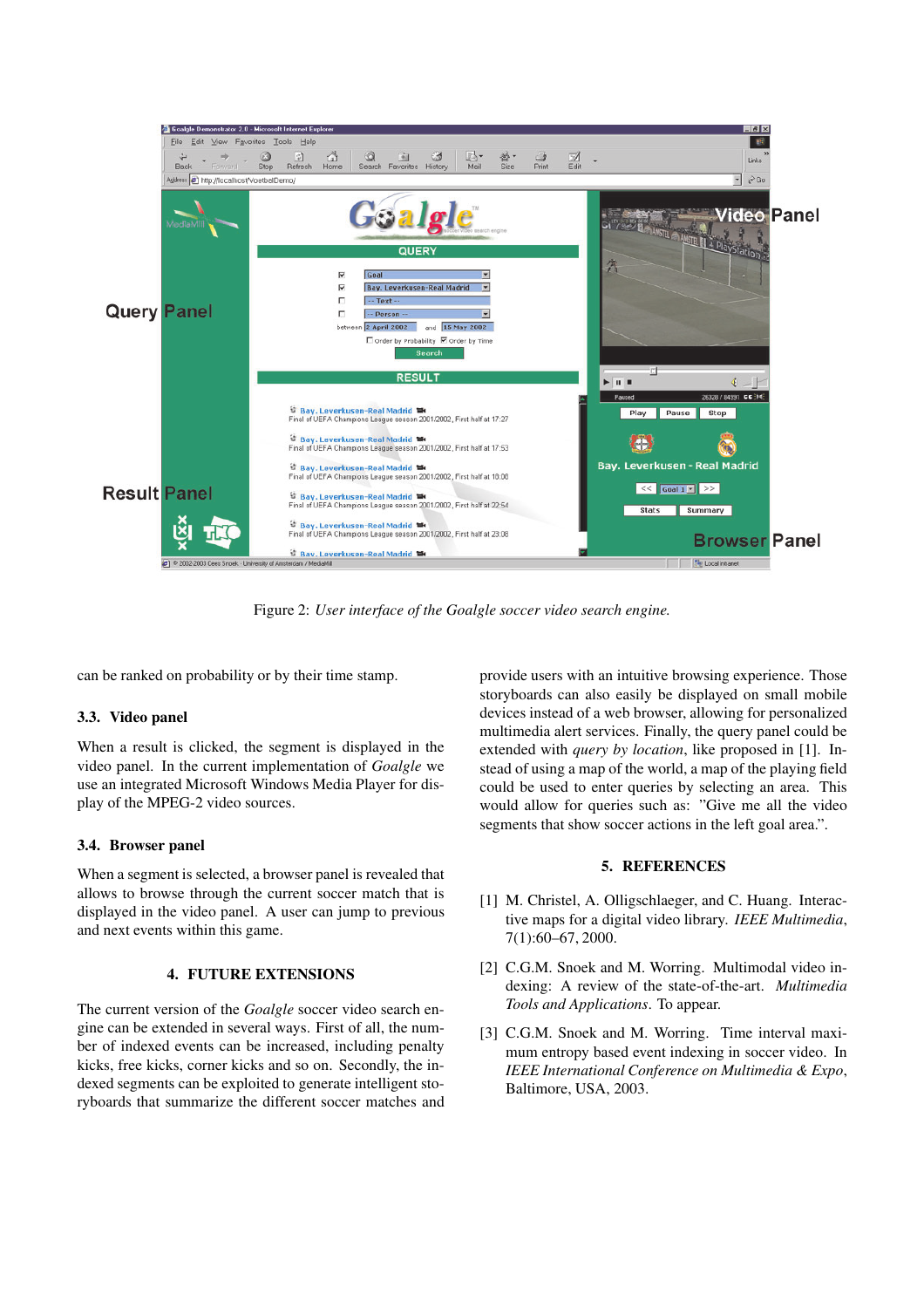Figure 2: *User interface of the Goalgle soccer video search engine.*

can be ranked on probability or by their time stamp.

### 3.3. Video panel

When a result is clicked, the segment is displayed in the video panel. In the current implementation of *Goalgle* we use an integrated Microsoft Windows Media Player for display of the MPEG-2 video sources.

### 3.4. Browser panel

When a segment is selected, a browser panel is revealed that allows to browse through the current soccer match that is displayed in the video panel. A user can jump to previous and next events within this game.

## 4. FUTURE EXTENSIONS

The current version of the *Goalgle* soccer video search engine can be extended in several ways. First of all, the number of indexed events can be increased, including penalty kicks, free kicks, corner kicks and so on. Secondly, the indexed segments can be exploited to generate intelligent storyboards that summarize the different soccer matches and provide users with an intuitive browsing experience. Those storyboards can also easily be displayed on small mobile devices instead of a web browser, allowing for personalized multimedia alert services. Finally, the query panel could be extended with *query by location*, like proposed in [1]. Instead of using a map of the world, a map of the playing field could be used to enter queries by selecting an area. This would allow for queries such as: "Give me all the video segments that show soccer actions in the left goal area.".

## 5. REFERENCES

[1] M. Christel, A. Olligschlaeger, and C. Huang. Interactive maps for a digital video library. *IEEE Multimedia*, 7(1):60–67, 2000.

[2] C.G.M. Snoek and M. Worring. Multimodal video indexing: A review of the state-of-the-art. *Multimedia Tools and Applications*. To appear.

[3] C.G.M. Snoek and M. Worring. Time interval maximum entropy based event indexing in soccer video. In *IEEE International Conference on Multimedia & Expo*, Baltimore, USA, 2003.